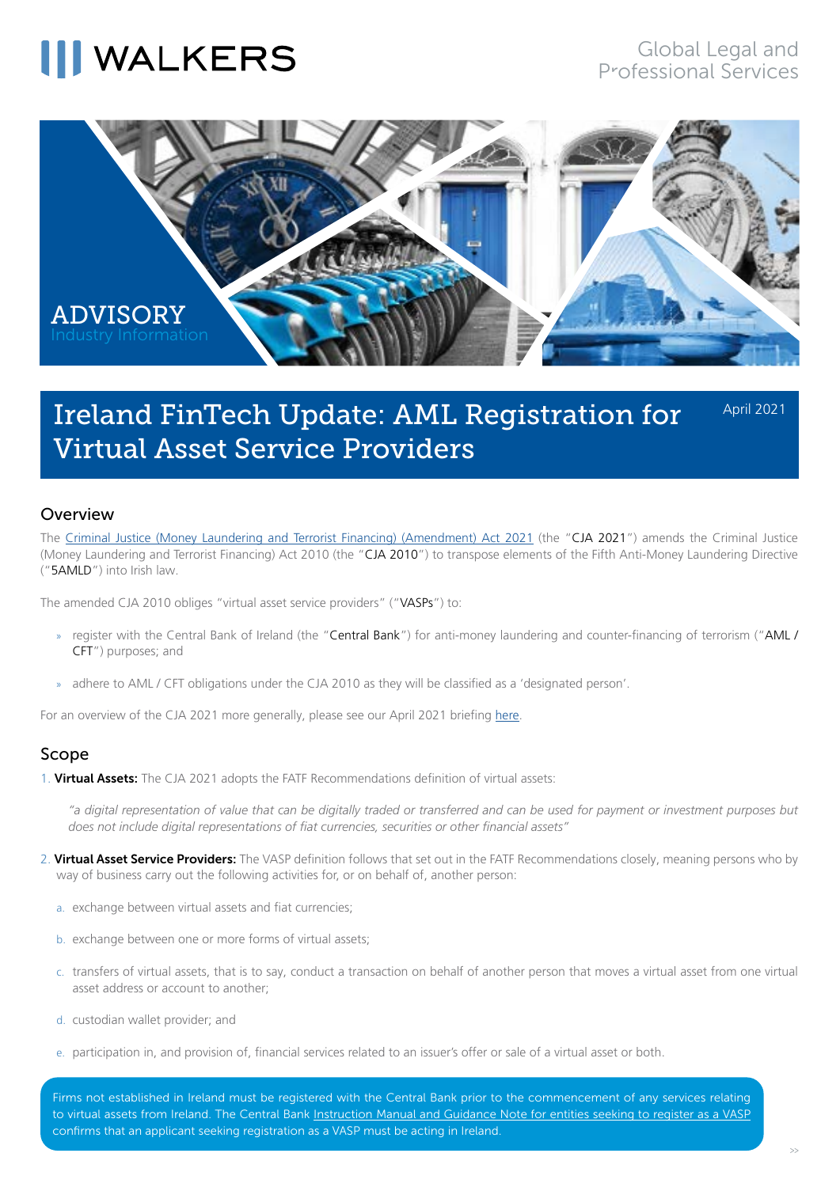# Ireland FinTech Update: AML Registration for Virtual Asset Service Providers

April 2021

## Overview

The Criminal Justice (Money Laundering and Terrorist Financing) (Amendment) Act 2021 (the "**CJA 2021**") amends the Criminal Justice (Money Laundering and Terrorist Financing) Act 2010 (the "**CJA 2010**") to transpose elements of the Fifth Anti-Money Laundering Directive ("**5AMLD**") into Irish law.

The amended CJA 2010 obliges "virtual asset service providers" ("**VASPs**") to:

- register with the Central Bank of Ireland (the "**Central Bank**") for anti-money laundering and counter-financing of terrorism ("**AML / CFT**") purposes; and
- adhere to AML / CFT obligations under the CJA 2010 as they will be classified as a 'designated person'.

For an overview of the CJA 2021 more generally, please see our April 2021 briefing here.

## Scope

1. **Virtual Assets:** The CJA 2021 adopts the FATF Recommendations definition of virtual assets:

   *"a digital representation of value that can be digitally traded or transferred and can be used for payment or investment purposes but does not include digital representations of fiat currencies, securities or other financial assets"*

2. **Virtual Asset Service Providers:** The VASP definition follows that set out in the FATF Recommendations closely, meaning persons who by way of business carry out the following activities for, or on behalf of, another person:

   a. exchange between virtual assets and fiat currencies;

   b. exchange between one or more forms of virtual assets;

   c. transfers of virtual assets, that is to say, conduct a transaction on behalf of another person that moves a virtual asset from one virtual asset address or account to another;

   d. custodian wallet provider; and

   e. participation in, and provision of, financial services related to an issuer's offer or sale of a virtual asset or both.

Firms not established in Ireland must be registered with the Central Bank prior to the commencement of any services relating to virtual assets from Ireland. The Central Bank Instruction Manual and Guidance Note for entities seeking to register as a VASP confirms that an applicant seeking registration as a VASP must be acting in Ireland.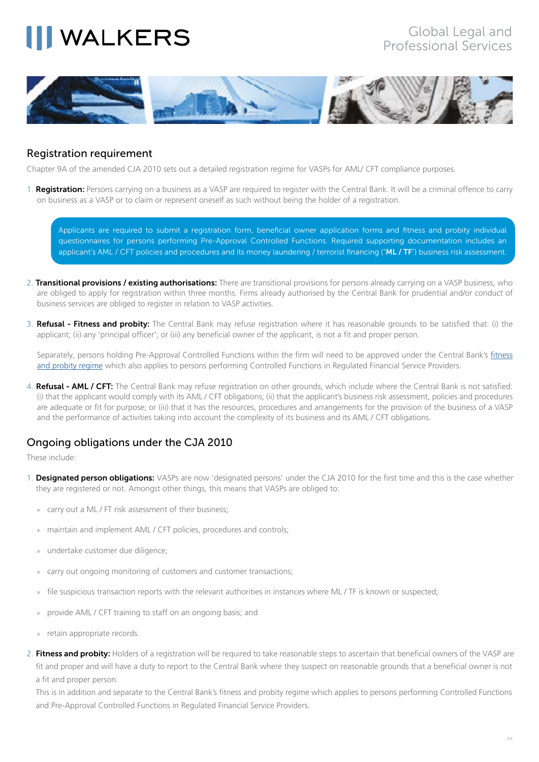## Registration requirement

Chapter 9A of the amended CJA 2010 sets out a detailed registration regime for VASPs for AML/ CFT compliance purposes.

1. **Registration:** Persons carrying on a business as a VASP are required to register with the Central Bank. It will be a criminal offence to carry on business as a VASP or to claim or represent oneself as such without being the holder of a registration.

> Applicants are required to submit a registration form, beneficial owner application forms and fitness and probity individual questionnaires for persons performing Pre-Approval Controlled Functions. Required supporting documentation includes an applicant's AML / CFT policies and procedures and its money laundering / terrorist financing ("**ML / TF**") business risk assessment.

2. **Transitional provisions / existing authorisations:** There are transitional provisions for persons already carrying on a VASP business, who are obliged to apply for registration within three months. Firms already authorised by the Central Bank for prudential and/or conduct of business services are obliged to register in relation to VASP activities.

3. **Refusal - Fitness and probity:** The Central Bank may refuse registration where it has reasonable grounds to be satisfied that: (i) the applicant; (ii) any 'principal officer'; or (iii) any beneficial owner of the applicant, is not a fit and proper person.

   Separately, persons holding Pre-Approval Controlled Functions within the firm will need to be approved under the Central Bank's fitness and probity regime which also applies to persons performing Controlled Functions in Regulated Financial Service Providers.

4. **Refusal - AML / CFT:** The Central Bank may refuse registration on other grounds, which include where the Central Bank is not satisfied: (i) that the applicant would comply with its AML / CFT obligations; (ii) that the applicant's business risk assessment, policies and procedures are adequate or fit for purpose; or (iii) that it has the resources, procedures and arrangements for the provision of the business of a VASP and the performance of activities taking into account the complexity of its business and its AML / CFT obligations.

## Ongoing obligations under the CJA 2010

These include:

1. **Designated person obligations:** VASPs are now 'designated persons' under the CJA 2010 for the first time and this is the case whether they are registered or not. Amongst other things, this means that VASPs are obliged to:

   - carry out a ML / FT risk assessment of their business;
   - maintain and implement AML / CFT policies, procedures and controls;
   - undertake customer due diligence;
   - carry out ongoing monitoring of customers and customer transactions;
   - file suspicious transaction reports with the relevant authorities in instances where ML / TF is known or suspected;
   - provide AML / CFT training to staff on an ongoing basis; and
   - retain appropriate records.

2. **Fitness and probity:** Holders of a registration will be required to take reasonable steps to ascertain that beneficial owners of the VASP are fit and proper and will have a duty to report to the Central Bank where they suspect on reasonable grounds that a beneficial owner is not a fit and proper person.

   This is in addition and separate to the Central Bank's fitness and probity regime which applies to persons performing Controlled Functions and Pre-Approval Controlled Functions in Regulated Financial Service Providers.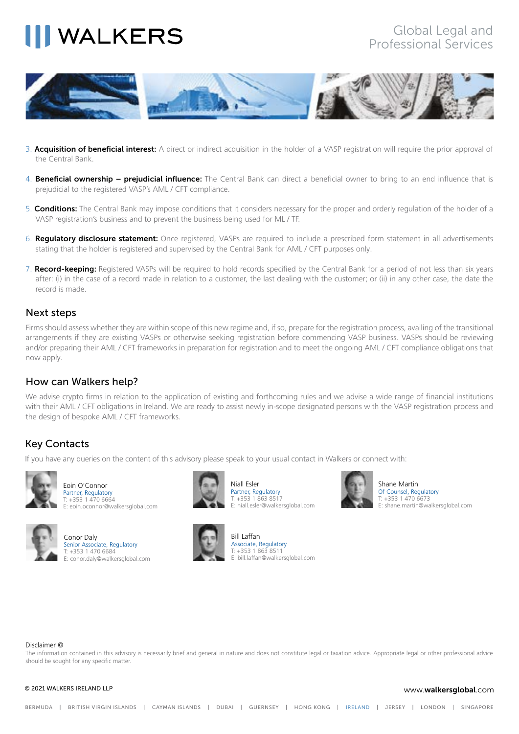3. **Acquisition of beneficial interest:** A direct or indirect acquisition in the holder of a VASP registration will require the prior approval of the Central Bank.

4. **Beneficial ownership – prejudicial influence:** The Central Bank can direct a beneficial owner to bring to an end influence that is prejudicial to the registered VASP's AML / CFT compliance.

5. **Conditions:** The Central Bank may impose conditions that it considers necessary for the proper and orderly regulation of the holder of a VASP registration's business and to prevent the business being used for ML / TF.

6. **Regulatory disclosure statement:** Once registered, VASPs are required to include a prescribed form statement in all advertisements stating that the holder is registered and supervised by the Central Bank for AML / CFT purposes only.

7. **Record-keeping:** Registered VASPs will be required to hold records specified by the Central Bank for a period of not less than six years after: (i) in the case of a record made in relation to a customer, the last dealing with the customer; or (ii) in any other case, the date the record is made.

## Next steps

Firms should assess whether they are within scope of this new regime and, if so, prepare for the registration process, availing of the transitional arrangements if they are existing VASPs or otherwise seeking registration before commencing VASP business. VASPs should be reviewing and/or preparing their AML / CFT frameworks in preparation for registration and to meet the ongoing AML / CFT compliance obligations that now apply.

## How can Walkers help?

We advise crypto firms in relation to the application of existing and forthcoming rules and we advise a wide range of financial institutions with their AML / CFT obligations in Ireland. We are ready to assist newly in-scope designated persons with the VASP registration process and the design of bespoke AML / CFT frameworks.

## Key Contacts

If you have any queries on the content of this advisory please speak to your usual contact in Walkers or connect with:

Eoin O'Connor
Partner, Regulatory
T: +353 1 470 6664
E: eoin.oconnor@walkersglobal.com

Niall Esler
Partner, Regulatory
T: +353 1 863 8517
E: niall.esler@walkersglobal.com

Shane Martin
Of Counsel, Regulatory
T: +353 1 470 6673
E: shane.martin@walkersglobal.com

Conor Daly
Senior Associate, Regulatory
T: +353 1 470 6684
E: conor.daly@walkersglobal.com

Bill Laffan
Associate, Regulatory
T: +353 1 863 8511
E: bill.laffan@walkersglobal.com

Disclaimer ©

The information contained in this advisory is necessarily brief and general in nature and does not constitute legal or taxation advice. Appropriate legal or other professional advice should be sought for any specific matter.

© 2021 WALKERS IRELAND LLP